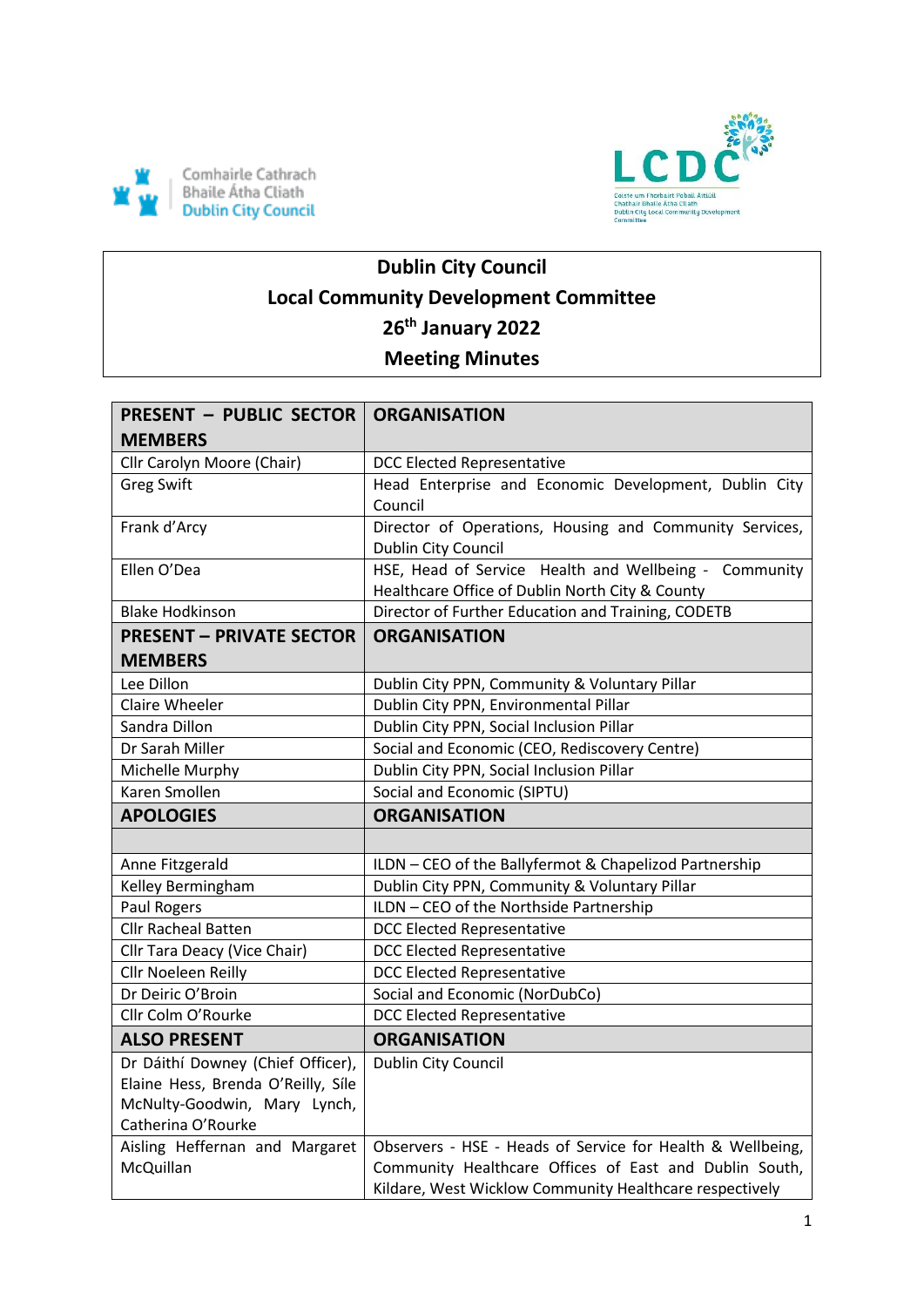Comhairle Cathrach Bhaile Átha Cliath Dublin City Council

LCDC Coiste um Fhorbairt Pobail Áitiúil Chathair Bhaile Átha Cliath Dublin City Local Community Development Committee

# Dublin City Council
## Local Community Development Committee
## 26th January 2022
## Meeting Minutes

| PRESENT – PUBLIC SECTOR MEMBERS | ORGANISATION |
|---|---|
| Cllr Carolyn Moore (Chair) | DCC Elected Representative |
| Greg Swift | Head Enterprise and Economic Development, Dublin City Council |
| Frank d'Arcy | Director of Operations, Housing and Community Services, Dublin City Council |
| Ellen O'Dea | HSE, Head of Service Health and Wellbeing - Community Healthcare Office of Dublin North City & County |
| Blake Hodkinson | Director of Further Education and Training, CODETB |
| **PRESENT – PRIVATE SECTOR MEMBERS** | **ORGANISATION** |
| Lee Dillon | Dublin City PPN, Community & Voluntary Pillar |
| Claire Wheeler | Dublin City PPN, Environmental Pillar |
| Sandra Dillon | Dublin City PPN, Social Inclusion Pillar |
| Dr Sarah Miller | Social and Economic (CEO, Rediscovery Centre) |
| Michelle Murphy | Dublin City PPN, Social Inclusion Pillar |
| Karen Smollen | Social and Economic (SIPTU) |
| **APOLOGIES** | **ORGANISATION** |
| | |
| Anne Fitzgerald | ILDN – CEO of the Ballyfermot & Chapelizod Partnership |
| Kelley Bermingham | Dublin City PPN, Community & Voluntary Pillar |
| Paul Rogers | ILDN – CEO of the Northside Partnership |
| Cllr Racheal Batten | DCC Elected Representative |
| Cllr Tara Deacy (Vice Chair) | DCC Elected Representative |
| Cllr Noeleen Reilly | DCC Elected Representative |
| Dr Deiric O'Broin | Social and Economic (NorDubCo) |
| Cllr Colm O'Rourke | DCC Elected Representative |
| **ALSO PRESENT** | **ORGANISATION** |
| Dr Dáithí Downey (Chief Officer), Elaine Hess, Brenda O'Reilly, Síle McNulty-Goodwin, Mary Lynch, Catherina O'Rourke | Dublin City Council |
| Aisling Heffernan and Margaret McQuillan | Observers - HSE - Heads of Service for Health & Wellbeing, Community Healthcare Offices of East and Dublin South, Kildare, West Wicklow Community Healthcare respectively |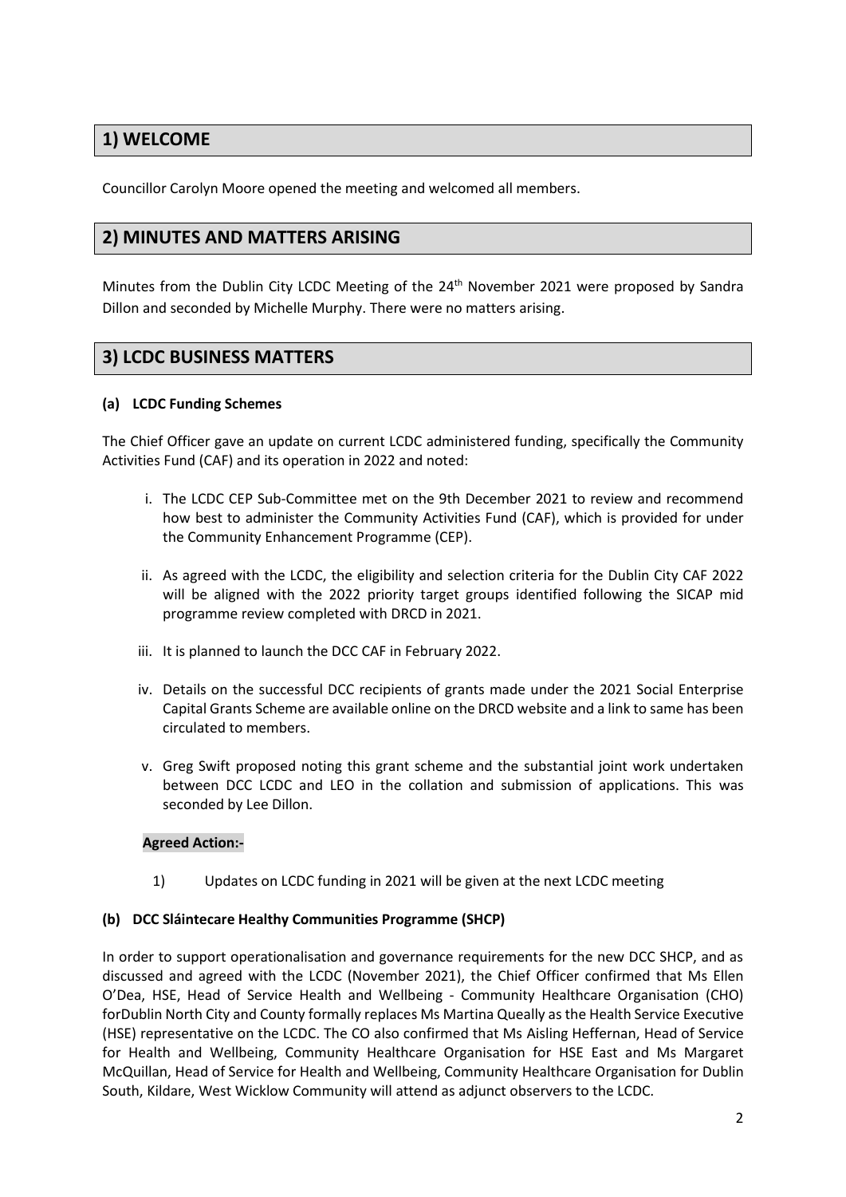## 1) WELCOME

Councillor Carolyn Moore opened the meeting and welcomed all members.

## 2) MINUTES AND MATTERS ARISING

Minutes from the Dublin City LCDC Meeting of the 24th November 2021 were proposed by Sandra Dillon and seconded by Michelle Murphy. There were no matters arising.

## 3) LCDC BUSINESS MATTERS

### (a) LCDC Funding Schemes

The Chief Officer gave an update on current LCDC administered funding, specifically the Community Activities Fund (CAF) and its operation in 2022 and noted:

i. The LCDC CEP Sub-Committee met on the 9th December 2021 to review and recommend how best to administer the Community Activities Fund (CAF), which is provided for under the Community Enhancement Programme (CEP).

ii. As agreed with the LCDC, the eligibility and selection criteria for the Dublin City CAF 2022 will be aligned with the 2022 priority target groups identified following the SICAP mid programme review completed with DRCD in 2021.

iii. It is planned to launch the DCC CAF in February 2022.

iv. Details on the successful DCC recipients of grants made under the 2021 Social Enterprise Capital Grants Scheme are available online on the DRCD website and a link to same has been circulated to members.

v. Greg Swift proposed noting this grant scheme and the substantial joint work undertaken between DCC LCDC and LEO in the collation and submission of applications. This was seconded by Lee Dillon.

**Agreed Action:-**

1) Updates on LCDC funding in 2021 will be given at the next LCDC meeting

### (b) DCC Sláintecare Healthy Communities Programme (SHCP)

In order to support operationalisation and governance requirements for the new DCC SHCP, and as discussed and agreed with the LCDC (November 2021), the Chief Officer confirmed that Ms Ellen O'Dea, HSE, Head of Service Health and Wellbeing - Community Healthcare Organisation (CHO) forDublin North City and County formally replaces Ms Martina Queally as the Health Service Executive (HSE) representative on the LCDC. The CO also confirmed that Ms Aisling Heffernan, Head of Service for Health and Wellbeing, Community Healthcare Organisation for HSE East and Ms Margaret McQuillan, Head of Service for Health and Wellbeing, Community Healthcare Organisation for Dublin South, Kildare, West Wicklow Community will attend as adjunct observers to the LCDC.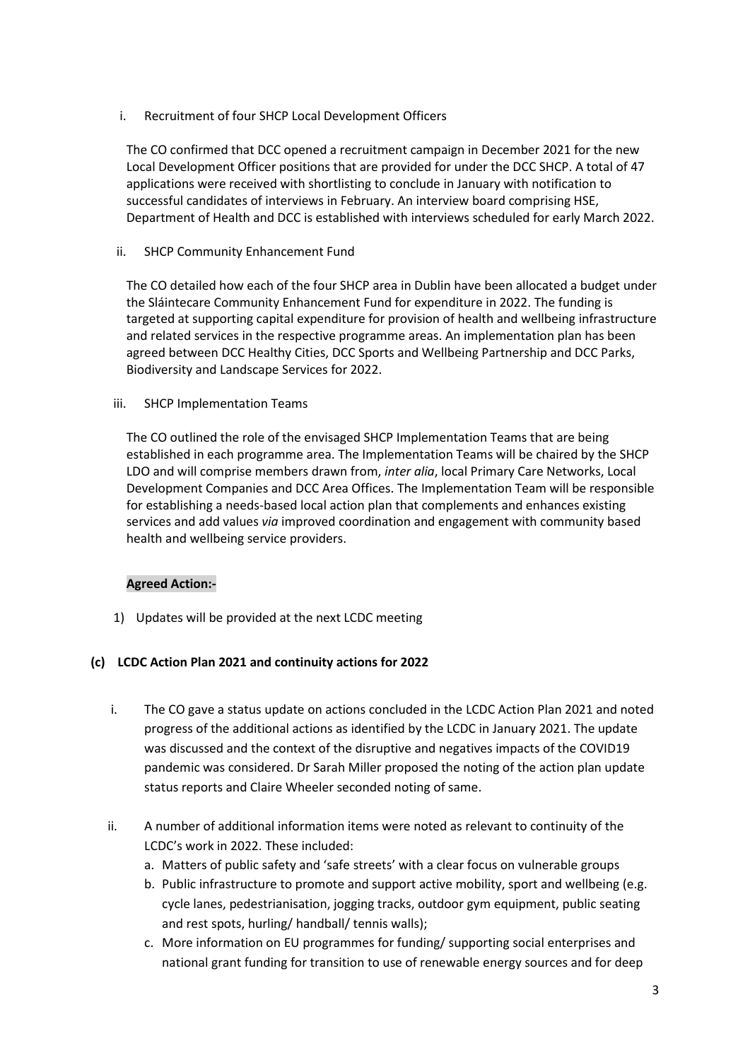i. Recruitment of four SHCP Local Development Officers

The CO confirmed that DCC opened a recruitment campaign in December 2021 for the new Local Development Officer positions that are provided for under the DCC SHCP. A total of 47 applications were received with shortlisting to conclude in January with notification to successful candidates of interviews in February. An interview board comprising HSE, Department of Health and DCC is established with interviews scheduled for early March 2022.

ii. SHCP Community Enhancement Fund

The CO detailed how each of the four SHCP area in Dublin have been allocated a budget under the Sláintecare Community Enhancement Fund for expenditure in 2022. The funding is targeted at supporting capital expenditure for provision of health and wellbeing infrastructure and related services in the respective programme areas. An implementation plan has been agreed between DCC Healthy Cities, DCC Sports and Wellbeing Partnership and DCC Parks, Biodiversity and Landscape Services for 2022.

iii. SHCP Implementation Teams

The CO outlined the role of the envisaged SHCP Implementation Teams that are being established in each programme area. The Implementation Teams will be chaired by the SHCP LDO and will comprise members drawn from, *inter alia*, local Primary Care Networks, Local Development Companies and DCC Area Offices. The Implementation Team will be responsible for establishing a needs-based local action plan that complements and enhances existing services and add values *via* improved coordination and engagement with community based health and wellbeing service providers.

**Agreed Action:-**

1) Updates will be provided at the next LCDC meeting

### (c) LCDC Action Plan 2021 and continuity actions for 2022

i. The CO gave a status update on actions concluded in the LCDC Action Plan 2021 and noted progress of the additional actions as identified by the LCDC in January 2021. The update was discussed and the context of the disruptive and negatives impacts of the COVID19 pandemic was considered. Dr Sarah Miller proposed the noting of the action plan update status reports and Claire Wheeler seconded noting of same.

ii. A number of additional information items were noted as relevant to continuity of the LCDC's work in 2022. These included:
   a. Matters of public safety and 'safe streets' with a clear focus on vulnerable groups
   b. Public infrastructure to promote and support active mobility, sport and wellbeing (e.g. cycle lanes, pedestrianisation, jogging tracks, outdoor gym equipment, public seating and rest spots, hurling/ handball/ tennis walls);
   c. More information on EU programmes for funding/ supporting social enterprises and national grant funding for transition to use of renewable energy sources and for deep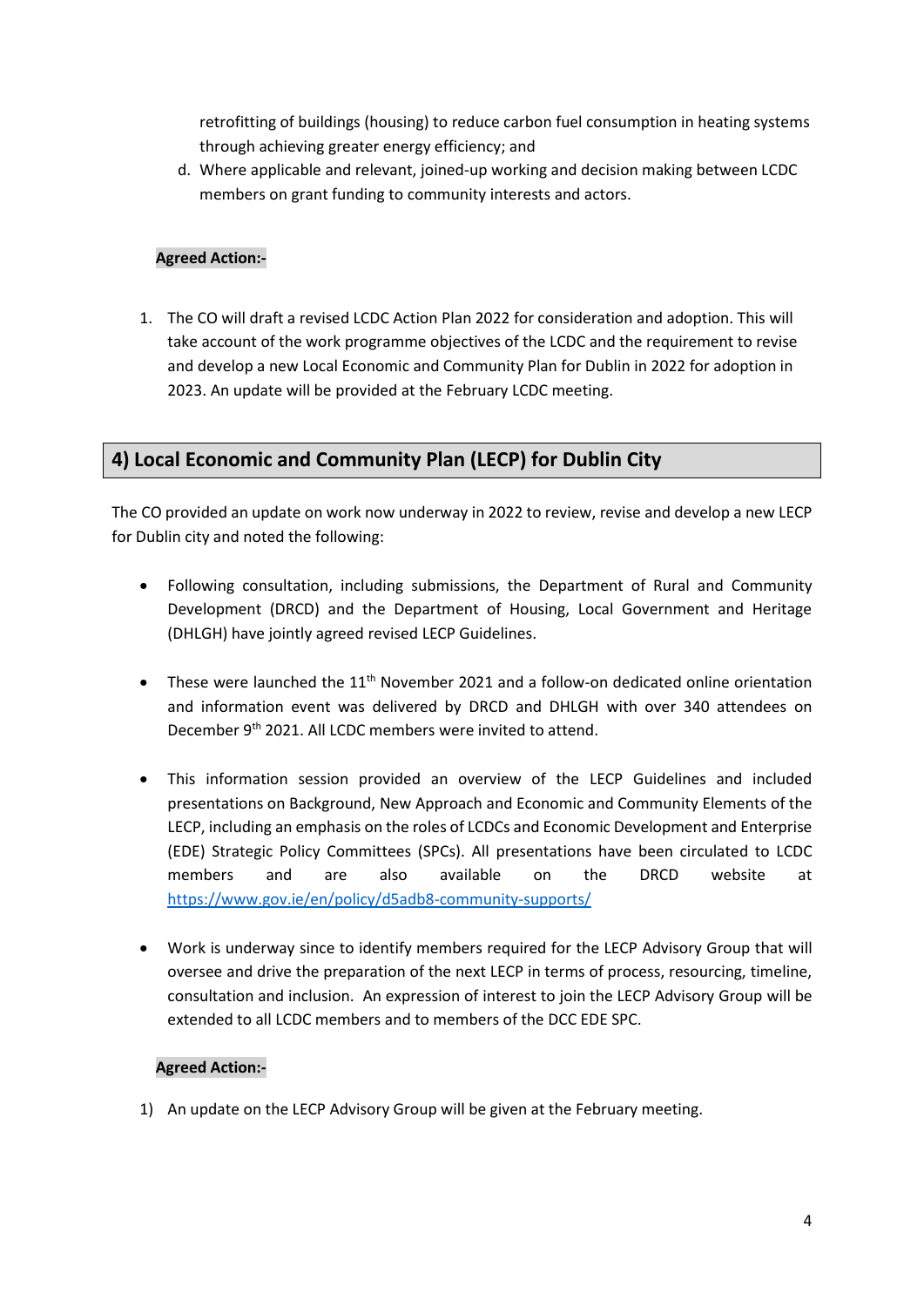retrofitting of buildings (housing) to reduce carbon fuel consumption in heating systems through achieving greater energy efficiency; and

d. Where applicable and relevant, joined-up working and decision making between LCDC members on grant funding to community interests and actors.

**Agreed Action:-**

1. The CO will draft a revised LCDC Action Plan 2022 for consideration and adoption. This will take account of the work programme objectives of the LCDC and the requirement to revise and develop a new Local Economic and Community Plan for Dublin in 2022 for adoption in 2023. An update will be provided at the February LCDC meeting.

## 4) Local Economic and Community Plan (LECP) for Dublin City

The CO provided an update on work now underway in 2022 to review, revise and develop a new LECP for Dublin city and noted the following:

- Following consultation, including submissions, the Department of Rural and Community Development (DRCD) and the Department of Housing, Local Government and Heritage (DHLGH) have jointly agreed revised LECP Guidelines.
- These were launched the 11th November 2021 and a follow-on dedicated online orientation and information event was delivered by DRCD and DHLGH with over 340 attendees on December 9th 2021. All LCDC members were invited to attend.
- This information session provided an overview of the LECP Guidelines and included presentations on Background, New Approach and Economic and Community Elements of the LECP, including an emphasis on the roles of LCDCs and Economic Development and Enterprise (EDE) Strategic Policy Committees (SPCs). All presentations have been circulated to LCDC members and are also available on the DRCD website at https://www.gov.ie/en/policy/d5adb8-community-supports/
- Work is underway since to identify members required for the LECP Advisory Group that will oversee and drive the preparation of the next LECP in terms of process, resourcing, timeline, consultation and inclusion. An expression of interest to join the LECP Advisory Group will be extended to all LCDC members and to members of the DCC EDE SPC.

**Agreed Action:-**

1) An update on the LECP Advisory Group will be given at the February meeting.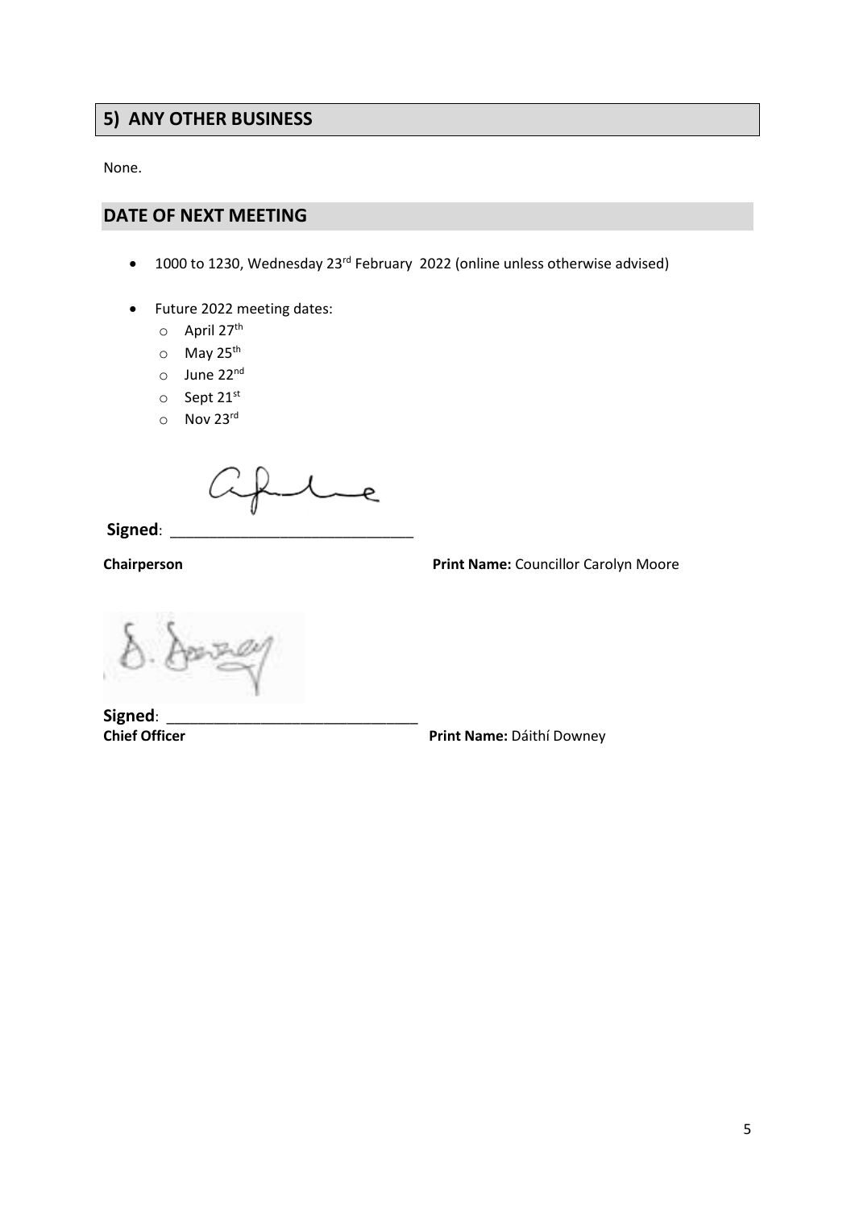## 5) ANY OTHER BUSINESS

None.

## DATE OF NEXT MEETING

- 1000 to 1230, Wednesday 23rd February 2022 (online unless otherwise advised)
- Future 2022 meeting dates:
  - April 27th
  - May 25th
  - June 22nd
  - Sept 21st
  - Nov 23rd

**Signed**: ____________________________

**Chairperson** **Print Name:** Councillor Carolyn Moore

**Signed**: ______________________________

**Chief Officer** **Print Name:** Dáithí Downey